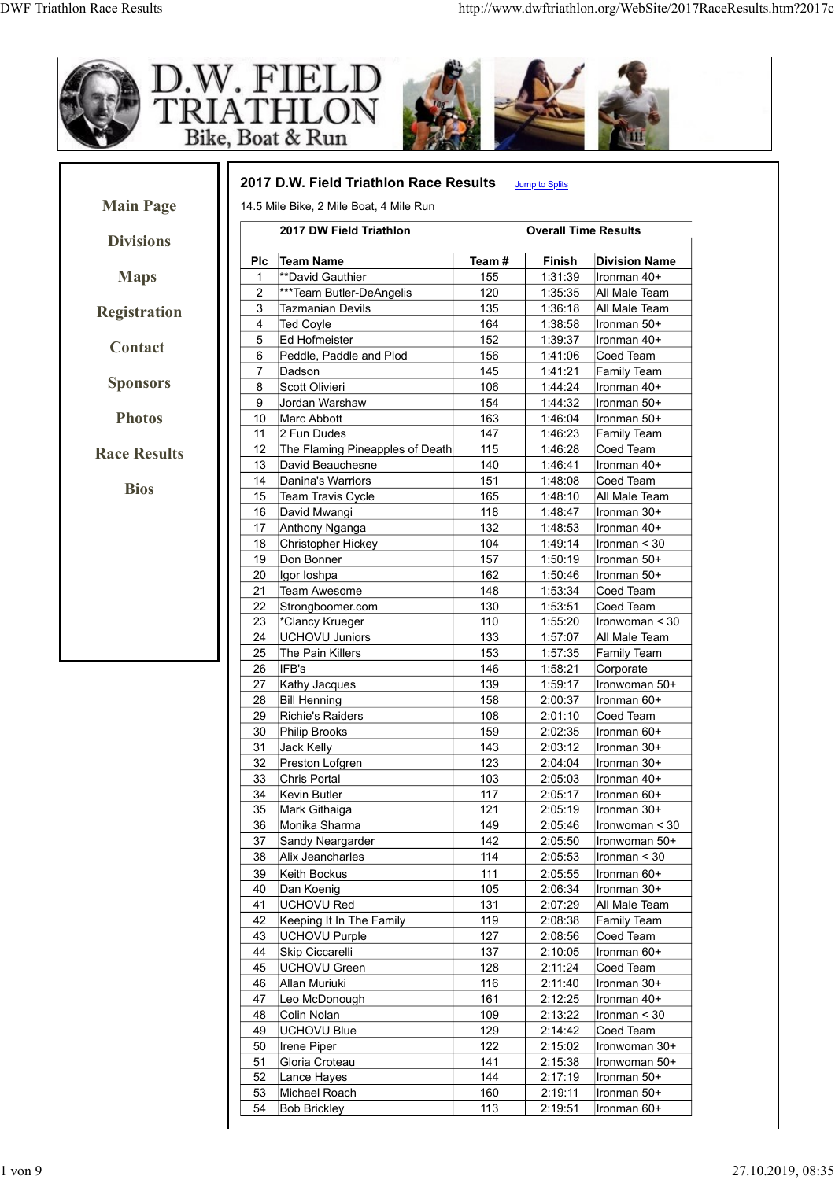# D.W. FIELD TRIATHLON

Bike, Boat & Run

- Main Page
- Divisions
- Maps
- Registration
- Contact
- Sponsors
- Photos
- Race Results
- Bios

## 2017 D.W. Field Triathlon Race Results

Jump to Splits

14.5 Mile Bike, 2 Mile Boat, 4 Mile Run

| 2017 DW Field Triathlon | | | Overall Time Results | |
|---|---|---|---|---|
| **Plc** | **Team Name** | **Team #** | **Finish** | **Division Name** |
| 1 | **David Gauthier | 155 | 1:31:39 | Ironman 40+ |
| 2 | ***Team Butler-DeAngelis | 120 | 1:35:35 | All Male Team |
| 3 | Tazmanian Devils | 135 | 1:36:18 | All Male Team |
| 4 | Ted Coyle | 164 | 1:38:58 | Ironman 50+ |
| 5 | Ed Hofmeister | 152 | 1:39:37 | Ironman 40+ |
| 6 | Peddle, Paddle and Plod | 156 | 1:41:06 | Coed Team |
| 7 | Dadson | 145 | 1:41:21 | Family Team |
| 8 | Scott Olivieri | 106 | 1:44:24 | Ironman 40+ |
| 9 | Jordan Warshaw | 154 | 1:44:32 | Ironman 50+ |
| 10 | Marc Abbott | 163 | 1:46:04 | Ironman 50+ |
| 11 | 2 Fun Dudes | 147 | 1:46:23 | Family Team |
| 12 | The Flaming Pineapples of Death | 115 | 1:46:28 | Coed Team |
| 13 | David Beauchesne | 140 | 1:46:41 | Ironman 40+ |
| 14 | Danina's Warriors | 151 | 1:48:08 | Coed Team |
| 15 | Team Travis Cycle | 165 | 1:48:10 | All Male Team |
| 16 | David Mwangi | 118 | 1:48:47 | Ironman 30+ |
| 17 | Anthony Nganga | 132 | 1:48:53 | Ironman 40+ |
| 18 | Christopher Hickey | 104 | 1:49:14 | Ironman < 30 |
| 19 | Don Bonner | 157 | 1:50:19 | Ironman 50+ |
| 20 | Igor Ioshpa | 162 | 1:50:46 | Ironman 50+ |
| 21 | Team Awesome | 148 | 1:53:34 | Coed Team |
| 22 | Strongboomer.com | 130 | 1:53:51 | Coed Team |
| 23 | *Clancy Krueger | 110 | 1:55:20 | Ironwoman < 30 |
| 24 | UCHOVU Juniors | 133 | 1:57:07 | All Male Team |
| 25 | The Pain Killers | 153 | 1:57:35 | Family Team |
| 26 | IFB's | 146 | 1:58:21 | Corporate |
| 27 | Kathy Jacques | 139 | 1:59:17 | Ironwoman 50+ |
| 28 | Bill Henning | 158 | 2:00:37 | Ironman 60+ |
| 29 | Richie's Raiders | 108 | 2:01:10 | Coed Team |
| 30 | Philip Brooks | 159 | 2:02:35 | Ironman 60+ |
| 31 | Jack Kelly | 143 | 2:03:12 | Ironman 30+ |
| 32 | Preston Lofgren | 123 | 2:04:04 | Ironman 30+ |
| 33 | Chris Portal | 103 | 2:05:03 | Ironman 40+ |
| 34 | Kevin Butler | 117 | 2:05:17 | Ironman 60+ |
| 35 | Mark Githaiga | 121 | 2:05:19 | Ironman 30+ |
| 36 | Monika Sharma | 149 | 2:05:46 | Ironwoman < 30 |
| 37 | Sandy Neargarder | 142 | 2:05:50 | Ironwoman 50+ |
| 38 | Alix Jeancharles | 114 | 2:05:53 | Ironman < 30 |
| 39 | Keith Bockus | 111 | 2:05:55 | Ironman 60+ |
| 40 | Dan Koenig | 105 | 2:06:34 | Ironman 30+ |
| 41 | UCHOVU Red | 131 | 2:07:29 | All Male Team |
| 42 | Keeping It In The Family | 119 | 2:08:38 | Family Team |
| 43 | UCHOVU Purple | 127 | 2:08:56 | Coed Team |
| 44 | Skip Ciccarelli | 137 | 2:10:05 | Ironman 60+ |
| 45 | UCHOVU Green | 128 | 2:11:24 | Coed Team |
| 46 | Allan Muriuki | 116 | 2:11:40 | Ironman 30+ |
| 47 | Leo McDonough | 161 | 2:12:25 | Ironman 40+ |
| 48 | Colin Nolan | 109 | 2:13:22 | Ironman < 30 |
| 49 | UCHOVU Blue | 129 | 2:14:42 | Coed Team |
| 50 | Irene Piper | 122 | 2:15:02 | Ironwoman 30+ |
| 51 | Gloria Croteau | 141 | 2:15:38 | Ironwoman 50+ |
| 52 | Lance Hayes | 144 | 2:17:19 | Ironman 50+ |
| 53 | Michael Roach | 160 | 2:19:11 | Ironman 50+ |
| 54 | Bob Brickley | 113 | 2:19:51 | Ironman 60+ |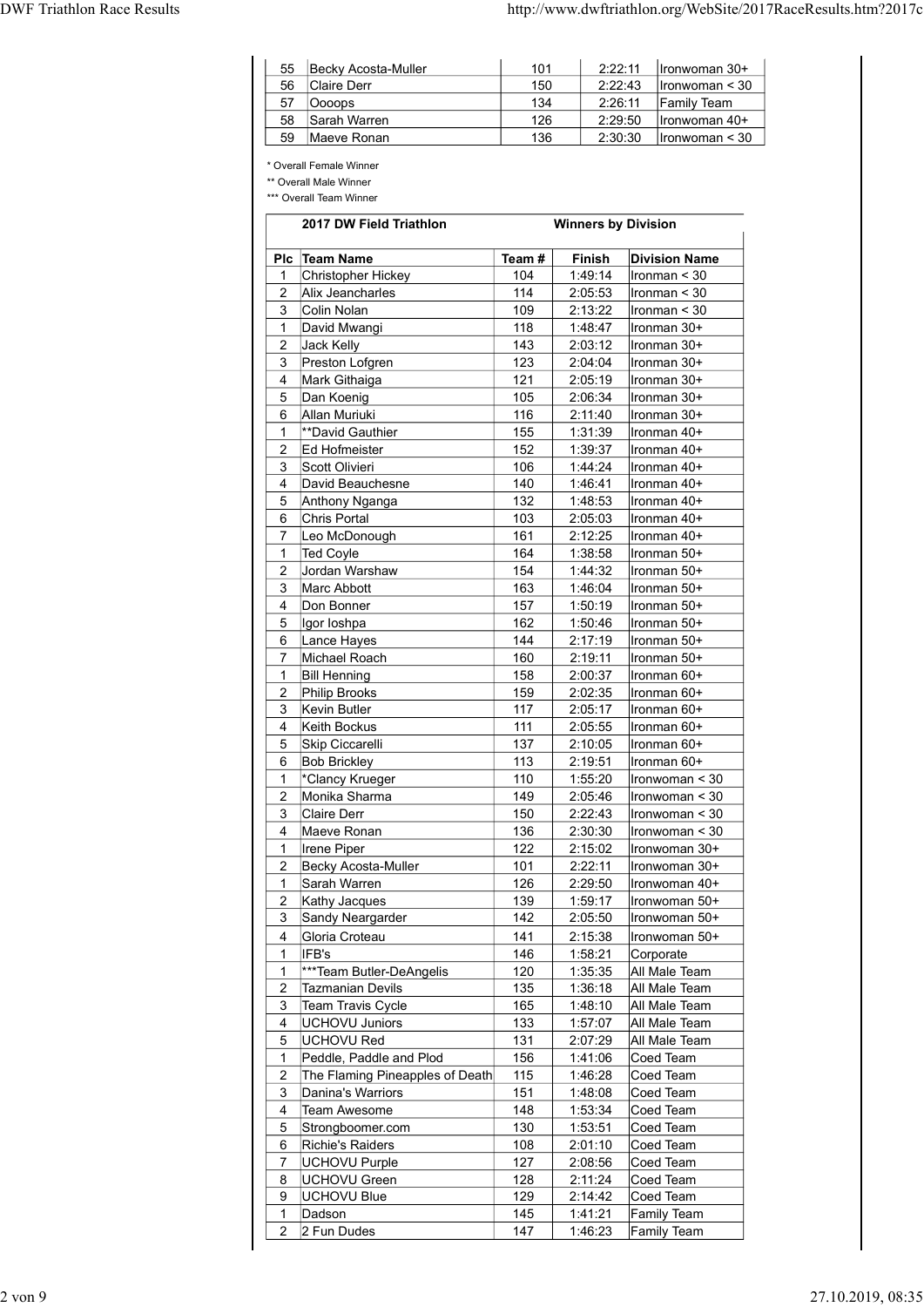| 55 | Becky Acosta-Muller | 101 | 2:22:11 | Ironwoman 30+ |
|---|---|---|---|---|
| 56 | Claire Derr | 150 | 2:22:43 | Ironwoman < 30 |
| 57 | Oooops | 134 | 2:26:11 | Family Team |
| 58 | Sarah Warren | 126 | 2:29:50 | Ironwoman 40+ |
| 59 | Maeve Ronan | 136 | 2:30:30 | Ironwoman < 30 |

* Overall Female Winner

** Overall Male Winner

*** Overall Team Winner

**2017 DW Field Triathlon** **Winners by Division**

| Plc | Team Name | Team # | Finish | Division Name |
|---|---|---|---|---|
| 1 | Christopher Hickey | 104 | 1:49:14 | Ironman < 30 |
| 2 | Alix Jeancharles | 114 | 2:05:53 | Ironman < 30 |
| 3 | Colin Nolan | 109 | 2:13:22 | Ironman < 30 |
| 1 | David Mwangi | 118 | 1:48:47 | Ironman 30+ |
| 2 | Jack Kelly | 143 | 2:03:12 | Ironman 30+ |
| 3 | Preston Lofgren | 123 | 2:04:04 | Ironman 30+ |
| 4 | Mark Githaiga | 121 | 2:05:19 | Ironman 30+ |
| 5 | Dan Koenig | 105 | 2:06:34 | Ironman 30+ |
| 6 | Allan Muriuki | 116 | 2:11:40 | Ironman 30+ |
| 1 | **David Gauthier | 155 | 1:31:39 | Ironman 40+ |
| 2 | Ed Hofmeister | 152 | 1:39:37 | Ironman 40+ |
| 3 | Scott Olivieri | 106 | 1:44:24 | Ironman 40+ |
| 4 | David Beauchesne | 140 | 1:46:41 | Ironman 40+ |
| 5 | Anthony Nganga | 132 | 1:48:53 | Ironman 40+ |
| 6 | Chris Portal | 103 | 2:05:03 | Ironman 40+ |
| 7 | Leo McDonough | 161 | 2:12:25 | Ironman 40+ |
| 1 | Ted Coyle | 164 | 1:38:58 | Ironman 50+ |
| 2 | Jordan Warshaw | 154 | 1:44:32 | Ironman 50+ |
| 3 | Marc Abbott | 163 | 1:46:04 | Ironman 50+ |
| 4 | Don Bonner | 157 | 1:50:19 | Ironman 50+ |
| 5 | Igor Ioshpa | 162 | 1:50:46 | Ironman 50+ |
| 6 | Lance Hayes | 144 | 2:17:19 | Ironman 50+ |
| 7 | Michael Roach | 160 | 2:19:11 | Ironman 50+ |
| 1 | Bill Henning | 158 | 2:00:37 | Ironman 60+ |
| 2 | Philip Brooks | 159 | 2:02:35 | Ironman 60+ |
| 3 | Kevin Butler | 117 | 2:05:17 | Ironman 60+ |
| 4 | Keith Bockus | 111 | 2:05:55 | Ironman 60+ |
| 5 | Skip Ciccarelli | 137 | 2:10:05 | Ironman 60+ |
| 6 | Bob Brickley | 113 | 2:19:51 | Ironman 60+ |
| 1 | *Clancy Krueger | 110 | 1:55:20 | Ironwoman < 30 |
| 2 | Monika Sharma | 149 | 2:05:46 | Ironwoman < 30 |
| 3 | Claire Derr | 150 | 2:22:43 | Ironwoman < 30 |
| 4 | Maeve Ronan | 136 | 2:30:30 | Ironwoman < 30 |
| 1 | Irene Piper | 122 | 2:15:02 | Ironwoman 30+ |
| 2 | Becky Acosta-Muller | 101 | 2:22:11 | Ironwoman 30+ |
| 1 | Sarah Warren | 126 | 2:29:50 | Ironwoman 40+ |
| 2 | Kathy Jacques | 139 | 1:59:17 | Ironwoman 50+ |
| 3 | Sandy Neargarder | 142 | 2:05:50 | Ironwoman 50+ |
| 4 | Gloria Croteau | 141 | 2:15:38 | Ironwoman 50+ |
| 1 | IFB's | 146 | 1:58:21 | Corporate |
| 1 | ***Team Butler-DeAngelis | 120 | 1:35:35 | All Male Team |
| 2 | Tazmanian Devils | 135 | 1:36:18 | All Male Team |
| 3 | Team Travis Cycle | 165 | 1:48:10 | All Male Team |
| 4 | UCHOVU Juniors | 133 | 1:57:07 | All Male Team |
| 5 | UCHOVU Red | 131 | 2:07:29 | All Male Team |
| 1 | Peddle, Paddle and Plod | 156 | 1:41:06 | Coed Team |
| 2 | The Flaming Pineapples of Death | 115 | 1:46:28 | Coed Team |
| 3 | Danina's Warriors | 151 | 1:48:08 | Coed Team |
| 4 | Team Awesome | 148 | 1:53:34 | Coed Team |
| 5 | Strongboomer.com | 130 | 1:53:51 | Coed Team |
| 6 | Richie's Raiders | 108 | 2:01:10 | Coed Team |
| 7 | UCHOVU Purple | 127 | 2:08:56 | Coed Team |
| 8 | UCHOVU Green | 128 | 2:11:24 | Coed Team |
| 9 | UCHOVU Blue | 129 | 2:14:42 | Coed Team |
| 1 | Dadson | 145 | 1:41:21 | Family Team |
| 2 | 2 Fun Dudes | 147 | 1:46:23 | Family Team |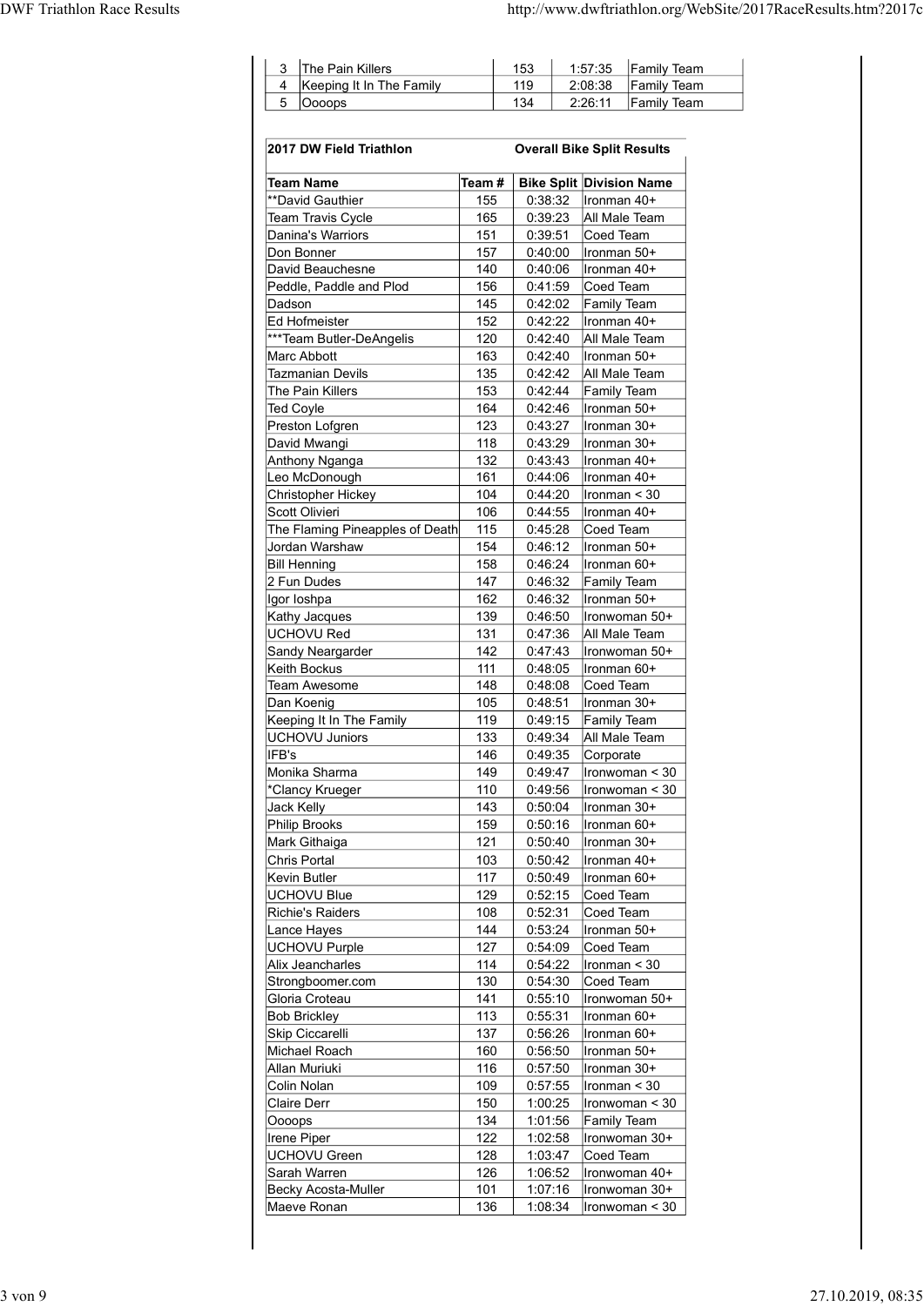| 3 | The Pain Killers | 153 | 1:57:35 | Family Team |
|---|---|---|---|---|
| 4 | Keeping It In The Family | 119 | 2:08:38 | Family Team |
| 5 | Oooops | 134 | 2:26:11 | Family Team |

| 2017 DW Field Triathlon | | Overall Bike Split Results | |
|---|---|---|---|
| **Team Name** | **Team #** | **Bike Split** | **Division Name** |
| **David Gauthier | 155 | 0:38:32 | Ironman 40+ |
| Team Travis Cycle | 165 | 0:39:23 | All Male Team |
| Danina's Warriors | 151 | 0:39:51 | Coed Team |
| Don Bonner | 157 | 0:40:00 | Ironman 50+ |
| David Beauchesne | 140 | 0:40:06 | Ironman 40+ |
| Peddle, Paddle and Plod | 156 | 0:41:59 | Coed Team |
| Dadson | 145 | 0:42:02 | Family Team |
| Ed Hofmeister | 152 | 0:42:22 | Ironman 40+ |
| ***Team Butler-DeAngelis | 120 | 0:42:40 | All Male Team |
| Marc Abbott | 163 | 0:42:40 | Ironman 50+ |
| Tazmanian Devils | 135 | 0:42:42 | All Male Team |
| The Pain Killers | 153 | 0:42:44 | Family Team |
| Ted Coyle | 164 | 0:42:46 | Ironman 50+ |
| Preston Lofgren | 123 | 0:43:27 | Ironman 30+ |
| David Mwangi | 118 | 0:43:29 | Ironman 30+ |
| Anthony Nganga | 132 | 0:43:43 | Ironman 40+ |
| Leo McDonough | 161 | 0:44:06 | Ironman 40+ |
| Christopher Hickey | 104 | 0:44:20 | Ironman < 30 |
| Scott Olivieri | 106 | 0:44:55 | Ironman 40+ |
| The Flaming Pineapples of Death | 115 | 0:45:28 | Coed Team |
| Jordan Warshaw | 154 | 0:46:12 | Ironman 50+ |
| Bill Henning | 158 | 0:46:24 | Ironman 60+ |
| 2 Fun Dudes | 147 | 0:46:32 | Family Team |
| Igor Ioshpa | 162 | 0:46:32 | Ironman 50+ |
| Kathy Jacques | 139 | 0:46:50 | Ironwoman 50+ |
| UCHOVU Red | 131 | 0:47:36 | All Male Team |
| Sandy Neargarder | 142 | 0:47:43 | Ironwoman 50+ |
| Keith Bockus | 111 | 0:48:05 | Ironman 60+ |
| Team Awesome | 148 | 0:48:08 | Coed Team |
| Dan Koenig | 105 | 0:48:51 | Ironman 30+ |
| Keeping It In The Family | 119 | 0:49:15 | Family Team |
| UCHOVU Juniors | 133 | 0:49:34 | All Male Team |
| IFB's | 146 | 0:49:35 | Corporate |
| Monika Sharma | 149 | 0:49:47 | Ironwoman < 30 |
| *Clancy Krueger | 110 | 0:49:56 | Ironwoman < 30 |
| Jack Kelly | 143 | 0:50:04 | Ironman 30+ |
| Philip Brooks | 159 | 0:50:16 | Ironman 60+ |
| Mark Githaiga | 121 | 0:50:40 | Ironman 30+ |
| Chris Portal | 103 | 0:50:42 | Ironman 40+ |
| Kevin Butler | 117 | 0:50:49 | Ironman 60+ |
| UCHOVU Blue | 129 | 0:52:15 | Coed Team |
| Richie's Raiders | 108 | 0:52:31 | Coed Team |
| Lance Hayes | 144 | 0:53:24 | Ironman 50+ |
| UCHOVU Purple | 127 | 0:54:09 | Coed Team |
| Alix Jeancharles | 114 | 0:54:22 | Ironman < 30 |
| Strongboomer.com | 130 | 0:54:30 | Coed Team |
| Gloria Croteau | 141 | 0:55:10 | Ironwoman 50+ |
| Bob Brickley | 113 | 0:55:31 | Ironman 60+ |
| Skip Ciccarelli | 137 | 0:56:26 | Ironman 60+ |
| Michael Roach | 160 | 0:56:50 | Ironman 50+ |
| Allan Muriuki | 116 | 0:57:50 | Ironman 30+ |
| Colin Nolan | 109 | 0:57:55 | Ironman < 30 |
| Claire Derr | 150 | 1:00:25 | Ironwoman < 30 |
| Oooops | 134 | 1:01:56 | Family Team |
| Irene Piper | 122 | 1:02:58 | Ironwoman 30+ |
| UCHOVU Green | 128 | 1:03:47 | Coed Team |
| Sarah Warren | 126 | 1:06:52 | Ironwoman 40+ |
| Becky Acosta-Muller | 101 | 1:07:16 | Ironwoman 30+ |
| Maeve Ronan | 136 | 1:08:34 | Ironwoman < 30 |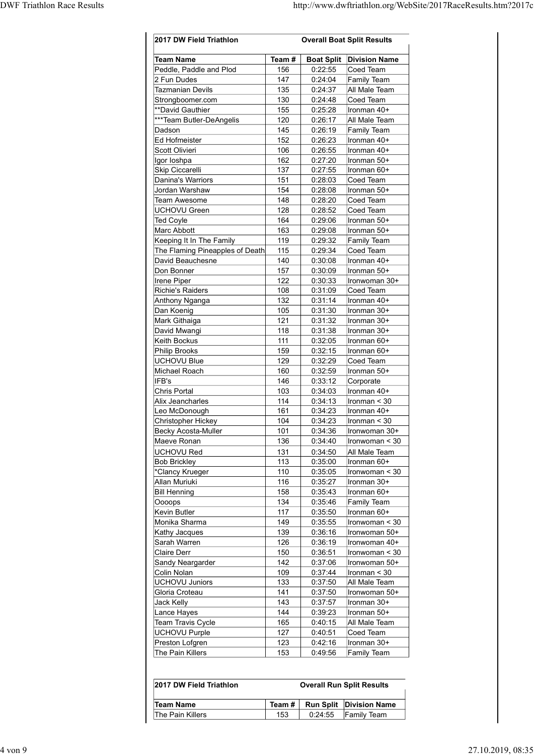## 2017 DW Field Triathlon — Overall Boat Split Results

| Team Name | Team # | Boat Split | Division Name |
|---|---|---|---|
| Peddle, Paddle and Plod | 156 | 0:22:55 | Coed Team |
| 2 Fun Dudes | 147 | 0:24:04 | Family Team |
| Tazmanian Devils | 135 | 0:24:37 | All Male Team |
| Strongboomer.com | 130 | 0:24:48 | Coed Team |
| **David Gauthier | 155 | 0:25:28 | Ironman 40+ |
| ***Team Butler-DeAngelis | 120 | 0:26:17 | All Male Team |
| Dadson | 145 | 0:26:19 | Family Team |
| Ed Hofmeister | 152 | 0:26:23 | Ironman 40+ |
| Scott Olivieri | 106 | 0:26:55 | Ironman 40+ |
| Igor Ioshpa | 162 | 0:27:20 | Ironman 50+ |
| Skip Ciccarelli | 137 | 0:27:55 | Ironman 60+ |
| Danina's Warriors | 151 | 0:28:03 | Coed Team |
| Jordan Warshaw | 154 | 0:28:08 | Ironman 50+ |
| Team Awesome | 148 | 0:28:20 | Coed Team |
| UCHOVU Green | 128 | 0:28:52 | Coed Team |
| Ted Coyle | 164 | 0:29:06 | Ironman 50+ |
| Marc Abbott | 163 | 0:29:08 | Ironman 50+ |
| Keeping It In The Family | 119 | 0:29:32 | Family Team |
| The Flaming Pineapples of Death | 115 | 0:29:34 | Coed Team |
| David Beauchesne | 140 | 0:30:08 | Ironman 40+ |
| Don Bonner | 157 | 0:30:09 | Ironman 50+ |
| Irene Piper | 122 | 0:30:33 | Ironwoman 30+ |
| Richie's Raiders | 108 | 0:31:09 | Coed Team |
| Anthony Nganga | 132 | 0:31:14 | Ironman 40+ |
| Dan Koenig | 105 | 0:31:30 | Ironman 30+ |
| Mark Githaiga | 121 | 0:31:32 | Ironman 30+ |
| David Mwangi | 118 | 0:31:38 | Ironman 30+ |
| Keith Bockus | 111 | 0:32:05 | Ironman 60+ |
| Philip Brooks | 159 | 0:32:15 | Ironman 60+ |
| UCHOVU Blue | 129 | 0:32:29 | Coed Team |
| Michael Roach | 160 | 0:32:59 | Ironman 50+ |
| IFB's | 146 | 0:33:12 | Corporate |
| Chris Portal | 103 | 0:34:03 | Ironman 40+ |
| Alix Jeancharles | 114 | 0:34:13 | Ironman < 30 |
| Leo McDonough | 161 | 0:34:23 | Ironman 40+ |
| Christopher Hickey | 104 | 0:34:23 | Ironman < 30 |
| Becky Acosta-Muller | 101 | 0:34:36 | Ironwoman 30+ |
| Maeve Ronan | 136 | 0:34:40 | Ironwoman < 30 |
| UCHOVU Red | 131 | 0:34:50 | All Male Team |
| Bob Brickley | 113 | 0:35:00 | Ironman 60+ |
| *Clancy Krueger | 110 | 0:35:05 | Ironwoman < 30 |
| Allan Muriuki | 116 | 0:35:27 | Ironman 30+ |
| Bill Henning | 158 | 0:35:43 | Ironman 60+ |
| Oooops | 134 | 0:35:46 | Family Team |
| Kevin Butler | 117 | 0:35:50 | Ironman 60+ |
| Monika Sharma | 149 | 0:35:55 | Ironwoman < 30 |
| Kathy Jacques | 139 | 0:36:16 | Ironwoman 50+ |
| Sarah Warren | 126 | 0:36:19 | Ironwoman 40+ |
| Claire Derr | 150 | 0:36:51 | Ironwoman < 30 |
| Sandy Neargarder | 142 | 0:37:06 | Ironwoman 50+ |
| Colin Nolan | 109 | 0:37:44 | Ironman < 30 |
| UCHOVU Juniors | 133 | 0:37:50 | All Male Team |
| Gloria Croteau | 141 | 0:37:50 | Ironwoman 50+ |
| Jack Kelly | 143 | 0:37:57 | Ironman 30+ |
| Lance Hayes | 144 | 0:39:23 | Ironman 50+ |
| Team Travis Cycle | 165 | 0:40:15 | All Male Team |
| UCHOVU Purple | 127 | 0:40:51 | Coed Team |
| Preston Lofgren | 123 | 0:42:16 | Ironman 30+ |
| The Pain Killers | 153 | 0:49:56 | Family Team |

## 2017 DW Field Triathlon — Overall Run Split Results

| Team Name | Team # | Run Split | Division Name |
|---|---|---|---|
| The Pain Killers | 153 | 0:24:55 | Family Team |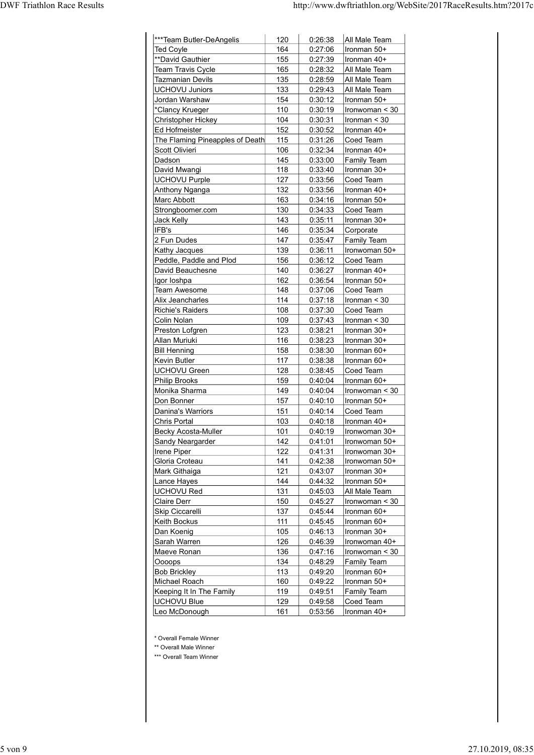| ***Team Butler-DeAngelis | 120 | 0:26:38 | All Male Team |
|---|---|---|---|
| Ted Coyle | 164 | 0:27:06 | Ironman 50+ |
| **David Gauthier | 155 | 0:27:39 | Ironman 40+ |
| Team Travis Cycle | 165 | 0:28:32 | All Male Team |
| Tazmanian Devils | 135 | 0:28:59 | All Male Team |
| UCHOVU Juniors | 133 | 0:29:43 | All Male Team |
| Jordan Warshaw | 154 | 0:30:12 | Ironman 50+ |
| *Clancy Krueger | 110 | 0:30:19 | Ironwoman < 30 |
| Christopher Hickey | 104 | 0:30:31 | Ironman < 30 |
| Ed Hofmeister | 152 | 0:30:52 | Ironman 40+ |
| The Flaming Pineapples of Death | 115 | 0:31:26 | Coed Team |
| Scott Olivieri | 106 | 0:32:34 | Ironman 40+ |
| Dadson | 145 | 0:33:00 | Family Team |
| David Mwangi | 118 | 0:33:40 | Ironman 30+ |
| UCHOVU Purple | 127 | 0:33:56 | Coed Team |
| Anthony Nganga | 132 | 0:33:56 | Ironman 40+ |
| Marc Abbott | 163 | 0:34:16 | Ironman 50+ |
| Strongboomer.com | 130 | 0:34:33 | Coed Team |
| Jack Kelly | 143 | 0:35:11 | Ironman 30+ |
| IFB's | 146 | 0:35:34 | Corporate |
| 2 Fun Dudes | 147 | 0:35:47 | Family Team |
| Kathy Jacques | 139 | 0:36:11 | Ironwoman 50+ |
| Peddle, Paddle and Plod | 156 | 0:36:12 | Coed Team |
| David Beauchesne | 140 | 0:36:27 | Ironman 40+ |
| Igor Ioshpa | 162 | 0:36:54 | Ironman 50+ |
| Team Awesome | 148 | 0:37:06 | Coed Team |
| Alix Jeancharles | 114 | 0:37:18 | Ironman < 30 |
| Richie's Raiders | 108 | 0:37:30 | Coed Team |
| Colin Nolan | 109 | 0:37:43 | Ironman < 30 |
| Preston Lofgren | 123 | 0:38:21 | Ironman 30+ |
| Allan Muriuki | 116 | 0:38:23 | Ironman 30+ |
| Bill Henning | 158 | 0:38:30 | Ironman 60+ |
| Kevin Butler | 117 | 0:38:38 | Ironman 60+ |
| UCHOVU Green | 128 | 0:38:45 | Coed Team |
| Philip Brooks | 159 | 0:40:04 | Ironman 60+ |
| Monika Sharma | 149 | 0:40:04 | Ironwoman < 30 |
| Don Bonner | 157 | 0:40:10 | Ironman 50+ |
| Danina's Warriors | 151 | 0:40:14 | Coed Team |
| Chris Portal | 103 | 0:40:18 | Ironman 40+ |
| Becky Acosta-Muller | 101 | 0:40:19 | Ironwoman 30+ |
| Sandy Neargarder | 142 | 0:41:01 | Ironwoman 50+ |
| Irene Piper | 122 | 0:41:31 | Ironwoman 30+ |
| Gloria Croteau | 141 | 0:42:38 | Ironwoman 50+ |
| Mark Githaiga | 121 | 0:43:07 | Ironman 30+ |
| Lance Hayes | 144 | 0:44:32 | Ironman 50+ |
| UCHOVU Red | 131 | 0:45:03 | All Male Team |
| Claire Derr | 150 | 0:45:27 | Ironwoman < 30 |
| Skip Ciccarelli | 137 | 0:45:44 | Ironman 60+ |
| Keith Bockus | 111 | 0:45:45 | Ironman 60+ |
| Dan Koenig | 105 | 0:46:13 | Ironman 30+ |
| Sarah Warren | 126 | 0:46:39 | Ironwoman 40+ |
| Maeve Ronan | 136 | 0:47:16 | Ironwoman < 30 |
| Oooops | 134 | 0:48:29 | Family Team |
| Bob Brickley | 113 | 0:49:20 | Ironman 60+ |
| Michael Roach | 160 | 0:49:22 | Ironman 50+ |
| Keeping It In The Family | 119 | 0:49:51 | Family Team |
| UCHOVU Blue | 129 | 0:49:58 | Coed Team |
| Leo McDonough | 161 | 0:53:56 | Ironman 40+ |

* Overall Female Winner

** Overall Male Winner

*** Overall Team Winner